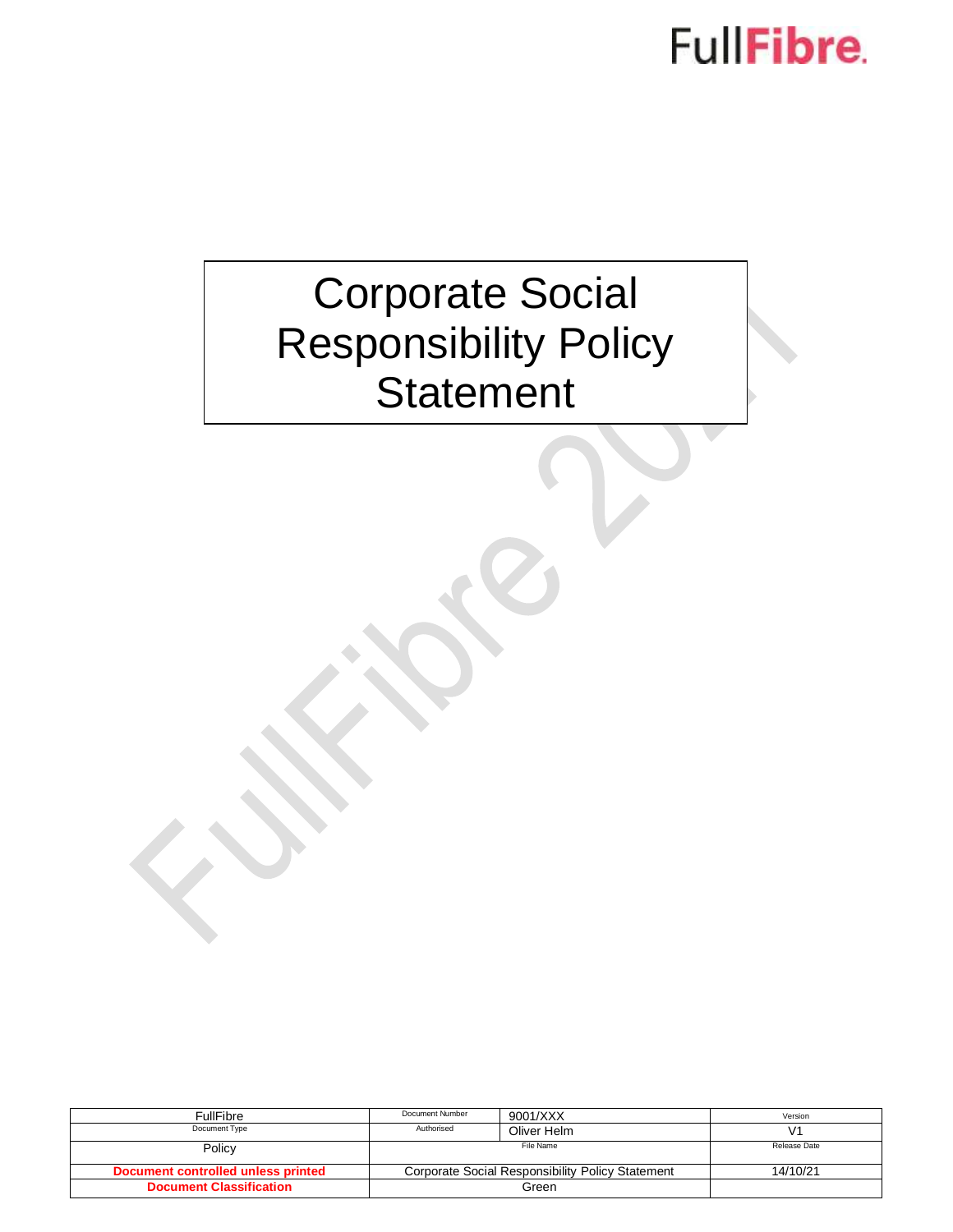FullFibre.

# Corporate Social Responsibility Policy Statement

| FullFibre | Document Number | 9001/XXX | Version |
|---|---|---|---|
| Document Type | Authorised | Oliver Helm | V1 |
| Policy | File Name | | Release Date |
| **Document controlled unless printed** | Corporate Social Responsibility Policy Statement | | 14/10/21 |
| **Document Classification** | Green | | |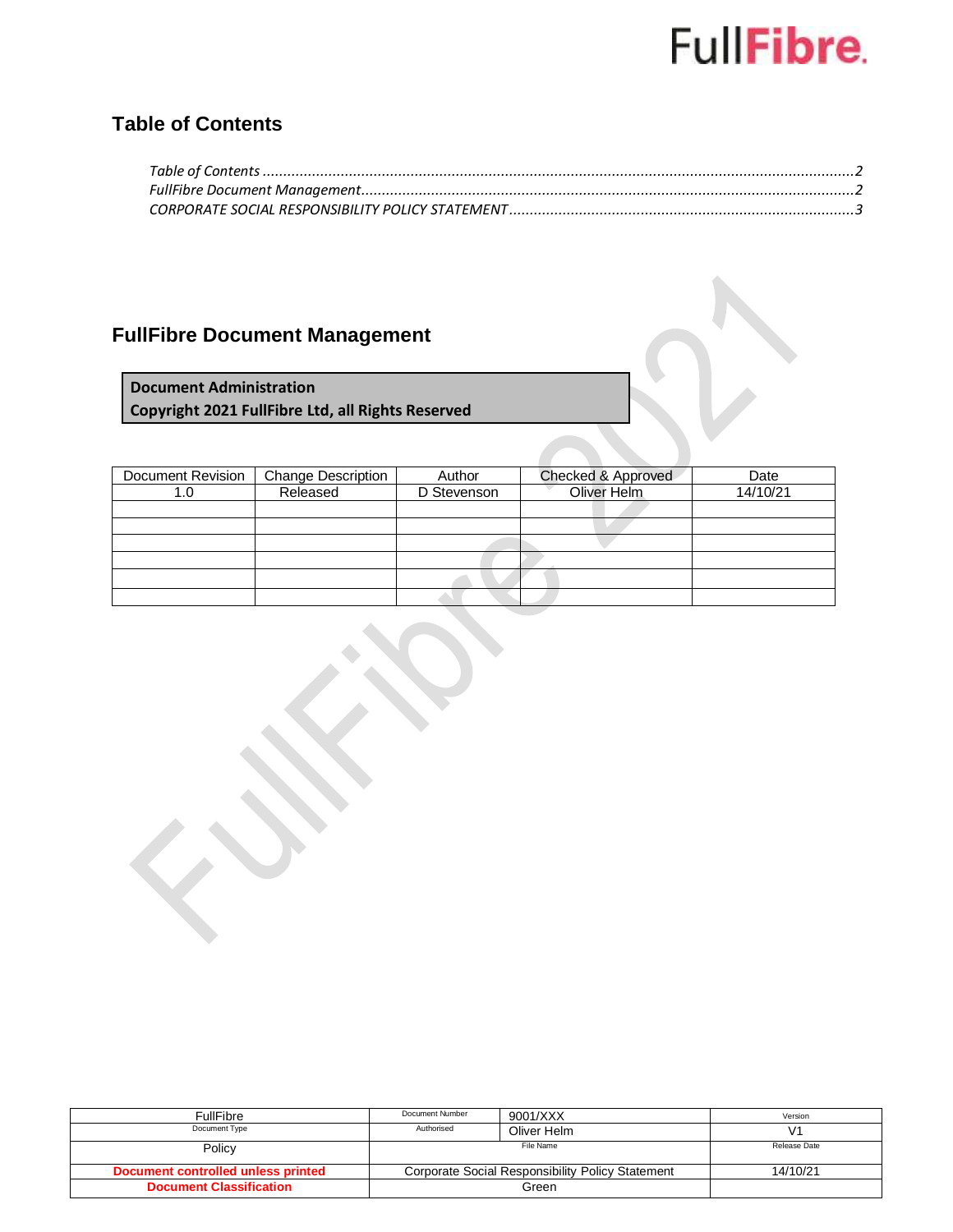## Table of Contents

*Table of Contents ......................................................................................................................................2*
*FullFibre Document Management.........................................................................................................2*
*CORPORATE SOCIAL RESPONSIBILITY POLICY STATEMENT .....................................................................3*

## FullFibre Document Management

**Document Administration**
**Copyright 2021 FullFibre Ltd, all Rights Reserved**

| Document Revision | Change Description | Author | Checked & Approved | Date |
|---|---|---|---|---|
| 1.0 | Released | D Stevenson | Oliver Helm | 14/10/21 |
| | | | | |
| | | | | |
| | | | | |
| | | | | |
| | | | | |
| | | | | |

| FullFibre | Document Number | 9001/XXX | Version |
|---|---|---|---|
| Document Type | Authorised | Oliver Helm | V1 |
| Policy | File Name | | Release Date |
| **Document controlled unless printed** | Corporate Social Responsibility Policy Statement | | 14/10/21 |
| **Document Classification** | Green | | |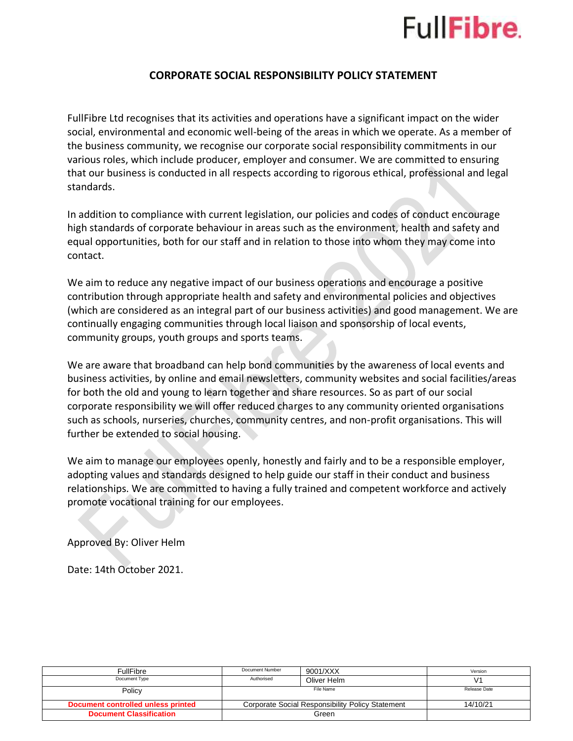# CORPORATE SOCIAL RESPONSIBILITY POLICY STATEMENT

FullFibre Ltd recognises that its activities and operations have a significant impact on the wider social, environmental and economic well-being of the areas in which we operate. As a member of the business community, we recognise our corporate social responsibility commitments in our various roles, which include producer, employer and consumer. We are committed to ensuring that our business is conducted in all respects according to rigorous ethical, professional and legal standards.

In addition to compliance with current legislation, our policies and codes of conduct encourage high standards of corporate behaviour in areas such as the environment, health and safety and equal opportunities, both for our staff and in relation to those into whom they may come into contact.

We aim to reduce any negative impact of our business operations and encourage a positive contribution through appropriate health and safety and environmental policies and objectives (which are considered as an integral part of our business activities) and good management. We are continually engaging communities through local liaison and sponsorship of local events, community groups, youth groups and sports teams.

We are aware that broadband can help bond communities by the awareness of local events and business activities, by online and email newsletters, community websites and social facilities/areas for both the old and young to learn together and share resources. So as part of our social corporate responsibility we will offer reduced charges to any community oriented organisations such as schools, nurseries, churches, community centres, and non-profit organisations. This will further be extended to social housing.

We aim to manage our employees openly, honestly and fairly and to be a responsible employer, adopting values and standards designed to help guide our staff in their conduct and business relationships. We are committed to having a fully trained and competent workforce and actively promote vocational training for our employees.

Approved By: Oliver Helm

Date: 14th October 2021.

| | | | |
|---|---|---|---|
| FullFibre | Document Number | 9001/XXX | Version |
| Document Type | Authorised | Oliver Helm | V1 |
| Policy | File Name | | Release Date |
| **Document controlled unless printed** | Corporate Social Responsibility Policy Statement | | 14/10/21 |
| **Document Classification** | Green | | |